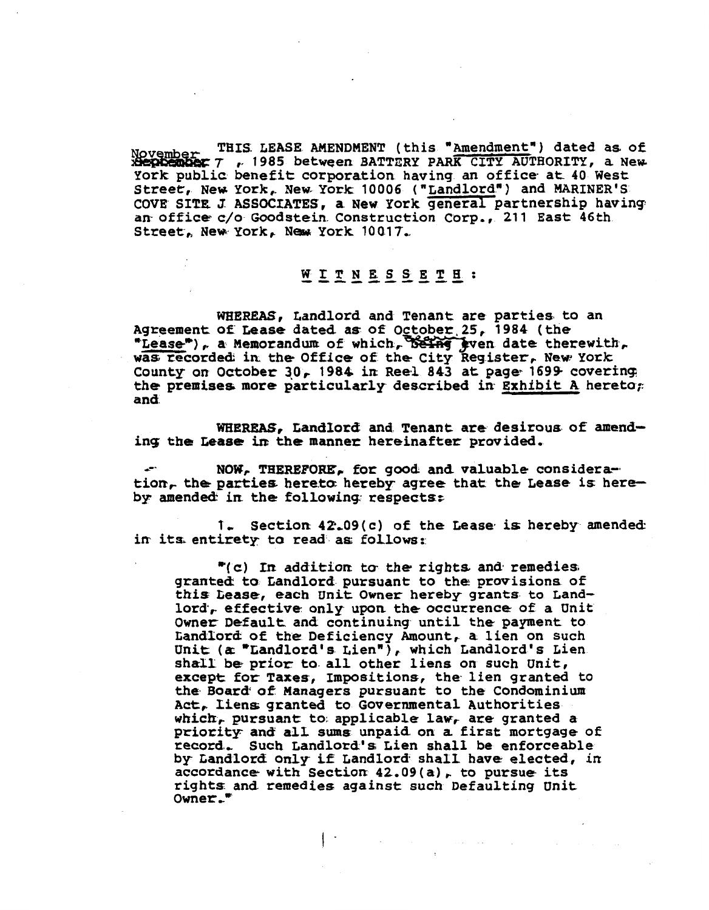THIS LEASE AMENDMENT (this "Amendment") dated as of November ~~September~~ 7, 1985 between BATTERY PARK CITY AUTHORITY, a New York public benefit corporation having an office at 40 West Street, New York, New York 10006 ("Landlord") and MARINER'S COVE SITE J ASSOCIATES, a New York general partnership having an office c/o Goodstein Construction Corp., 211 East 46th Street, New York, New York 10017.

W I T N E S S E T H :

WHEREAS, Landlord and Tenant are parties to an Agreement of Lease dated as of October 25, 1984 (the "Lease"), a Memorandum of which, ~~being~~ given date therewith, was recorded in the Office of the City Register, New York County on October 30, 1984 in Reel 843 at page 1699 covering the premises more particularly described in Exhibit A hereto; and

WHEREAS, Landlord and Tenant are desirous of amending the Lease in the manner hereinafter provided.

NOW, THEREFORE, for good and valuable consideration, the parties hereto hereby agree that the Lease is hereby amended in the following respects:

1. Section 42.09(c) of the Lease is hereby amended in its entirety to read as follows:

> "(c) In addition to the rights and remedies granted to Landlord pursuant to the provisions of this Lease, each Unit Owner hereby grants to Landlord, effective only upon the occurrence of a Unit Owner Default and continuing until the payment to Landlord of the Deficiency Amount, a lien on such Unit (a "Landlord's Lien"), which Landlord's Lien shall be prior to all other liens on such Unit, except for Taxes, Impositions, the lien granted to the Board of Managers pursuant to the Condominium Act, liens granted to Governmental Authorities which, pursuant to applicable law, are granted a priority and all sums unpaid on a first mortgage of record. Such Landlord's Lien shall be enforceable by Landlord only if Landlord shall have elected, in accordance with Section 42.09(a), to pursue its rights and remedies against such Defaulting Unit Owner."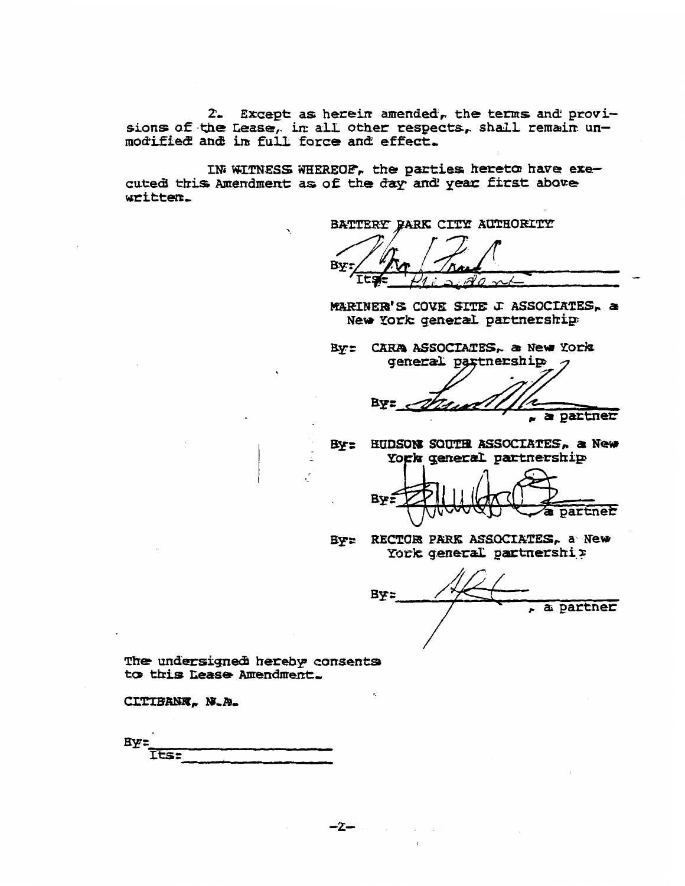2. Except as herein amended, the terms and provisions of the Lease, in all other respects, shall remain unmodified and in full force and effect.

IN WITNESS WHEREOF, the parties hereto have executed this Amendment as of the day and year first above written.

BATTERY PARK CITY AUTHORITY

By: ______________________
Its: President

MARINER'S COVE SITE J ASSOCIATES, a New York general partnership

By: CARA ASSOCIATES, a New York general partnership

By: ______________________, a partner

By: HUDSON SOUTH ASSOCIATES, a New York general partnership

By: ______________________, a partner

By: RECTOR PARK ASSOCIATES, a New York general partnership

By: ______________________, a partner

The undersigned hereby consents to this Lease Amendment.

CITIBANK, N.A.

By: ______________________
Its: ______________________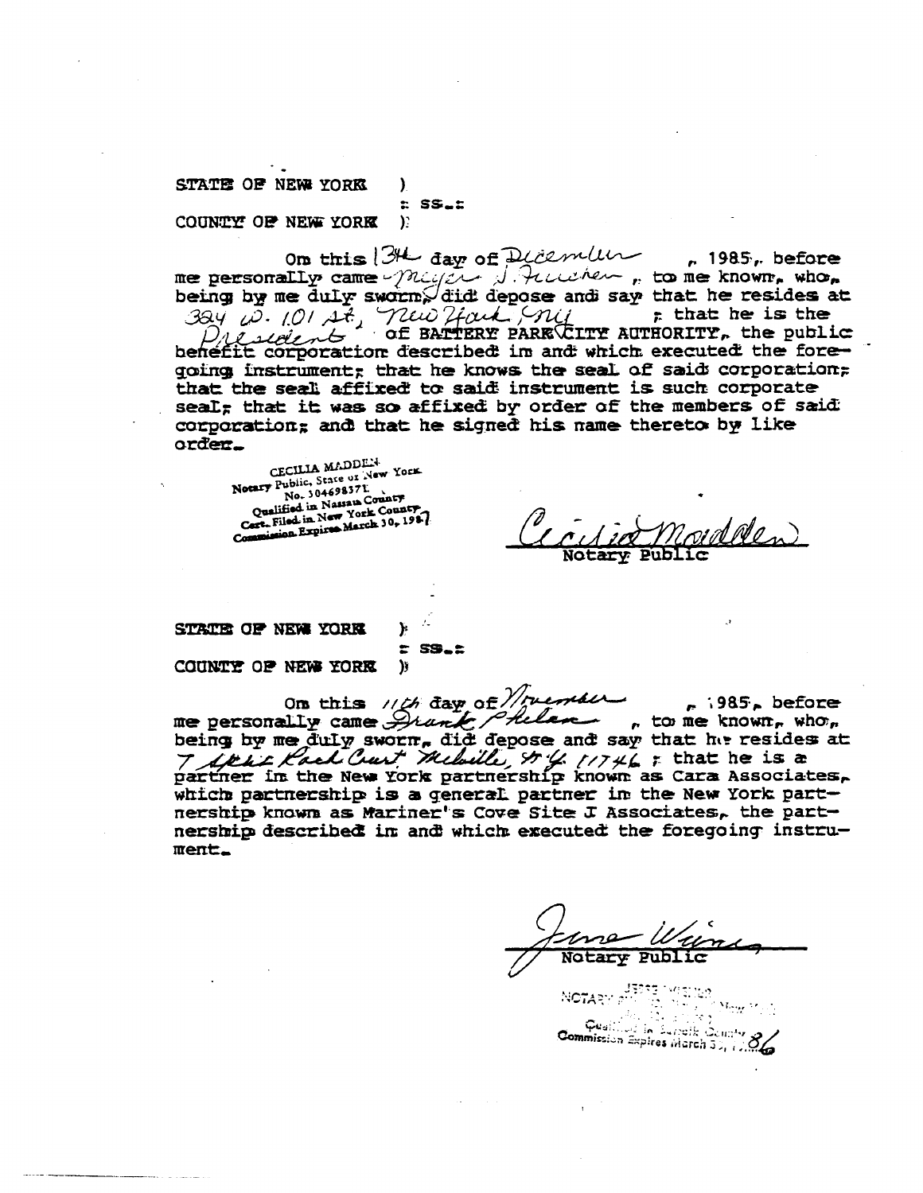STATE OF NEW YORK )
: ss.:
COUNTY OF NEW YORK )

On this 13th day of December, 1985, before me personally came Meyer S. Frucher, to me known, who, being by me duly sworn, did depose and say that he resides at 324 W. 101 St, New York, NY; that he is the President of BATTERY PARK CITY AUTHORITY, the public benefit corporation described in and which executed the foregoing instrument; that he knows the seal of said corporation; that the seal affixed to said instrument is such corporate seal; that it was so affixed by order of the members of said corporation; and that he signed his name thereto by like order.

CECILIA MADDEN
Notary Public, State of New York
No. 30469837L
Qualified in Nassau County
Cert. Filed in New York County
Commission Expires March 30, 1987

Cecilia Madden
Notary Public

STATE OF NEW YORK )
: ss.:
COUNTY OF NEW YORK )

On this 11th day of November, 1985, before me personally came Frank Phelan, to me known, who, being by me duly sworn, did depose and say that he resides at 7 Split Rock Court Melville, N.Y. 11746; that he is a partner in the New York partnership known as Cara Associates, which partnership is a general partner in the New York partnership known as Mariner's Cove Site J Associates, the partnership described in and which executed the foregoing instrument.

Jane Wiener
Notary Public

NOTARY PUBLIC, State of New York
Qualified in Suffolk County
Commission Expires March 30, 1986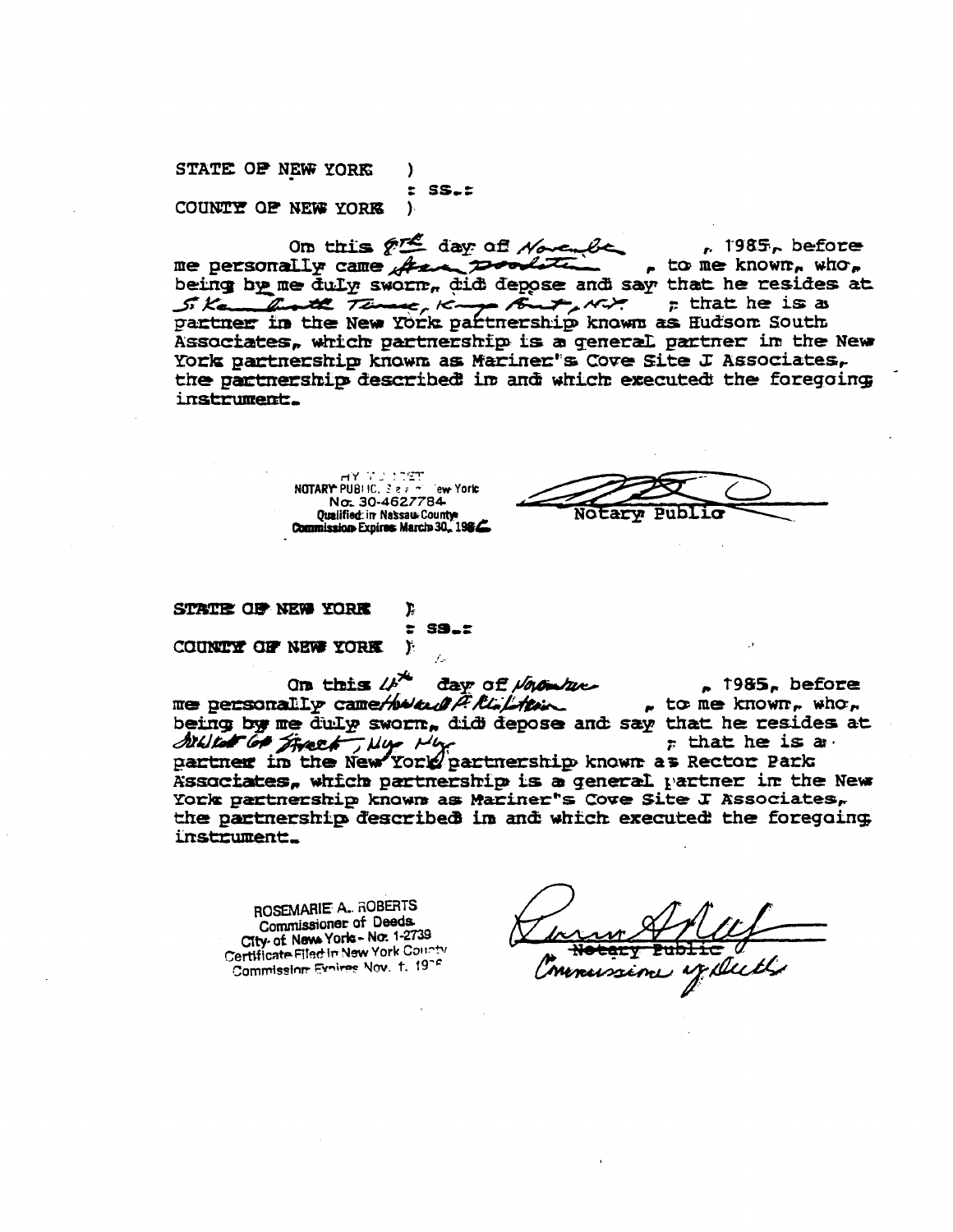STATE OF NEW YORK )
: ss.:
COUNTY OF NEW YORK )

On this 8th day of November, 1985, before me personally came Aaron Doolittle, to me known, who, being by me duly sworn, did depose and say that he resides at 5 Kenilworth Terrace, Kings Point, N.Y.; that he is a partner in the New York partnership known as Hudson South Associates, which partnership is a general partner in the New York partnership known as Mariner's Cove Site J Associates, the partnership described in and which executed the foregoing instrument.

NOTARY PUBLIC, State of New York
No. 30-4627784
Qualified in Nassau County
Commission Expires March 30, 1986

Notary Public

STATE OF NEW YORK )
: ss.:
COUNTY OF NEW YORK )

On this 4th day of November, 1985, before me personally came Howard P. Milstein, to me known, who, being by me duly sworn, did depose and say that he resides at 1040 Fifth Avenue, New York; that he is a partner in the New York partnership known as Rector Park Associates, which partnership is a general partner in the New York partnership known as Mariner's Cove Site J Associates, the partnership described in and which executed the foregoing instrument.

ROSEMARIE A. ROBERTS
Commissioner of Deeds
City of New York - No. 1-2739
Certificate Filed in New York County
Commission Expires Nov. 1, 19__

~~Notary Public~~
Commissioner of Deeds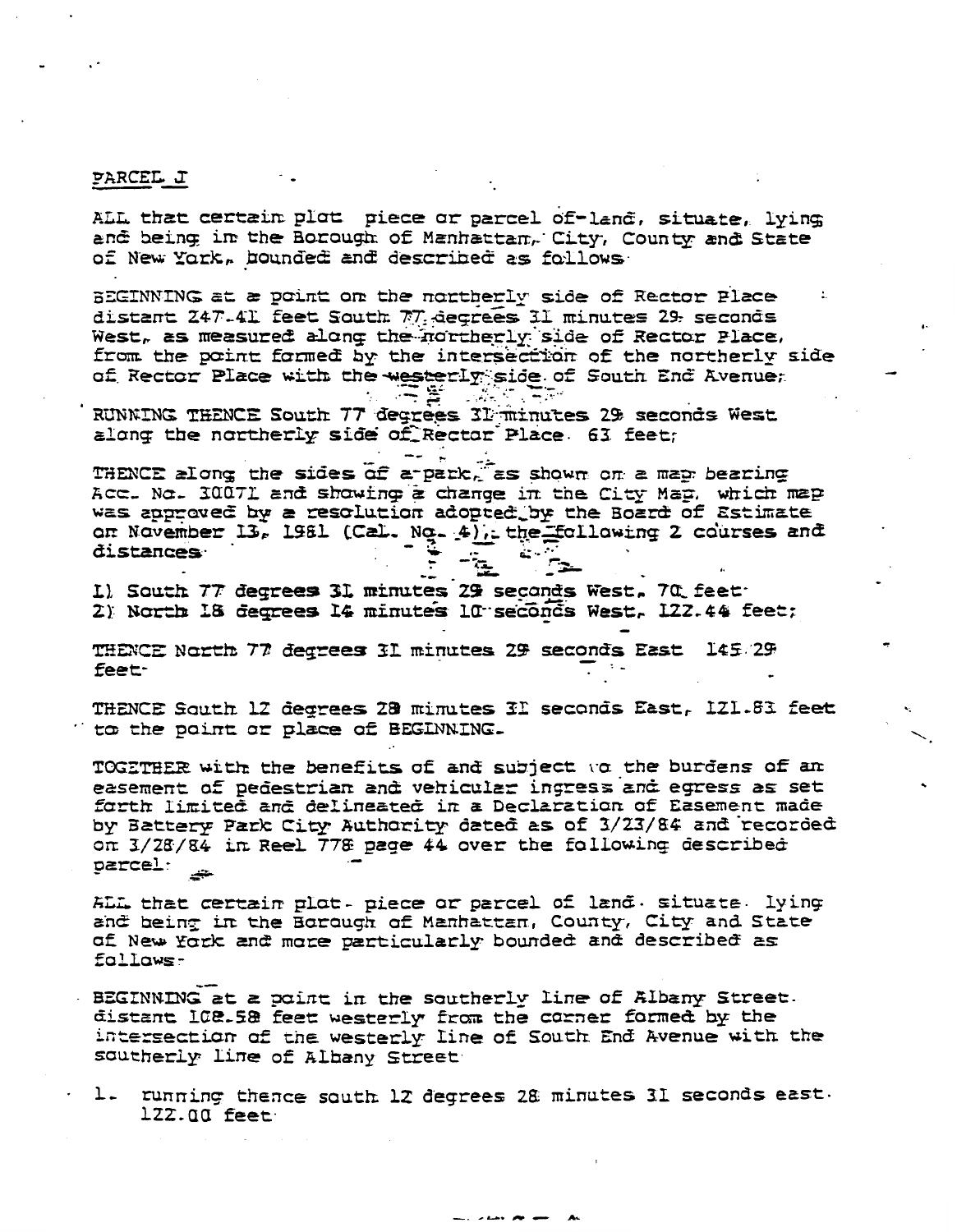PARCEL J

ALL that certain plot piece or parcel of land, situate, lying and being in the Borough of Manhattan, City, County and State of New York, bounded and described as follows

BEGINNING at a point on the northerly side of Rector Place distant 247.41 feet South 77 degrees 31 minutes 29 seconds West, as measured along the northerly side of Rector Place, from the point formed by the intersection of the northerly side of Rector Place with the westerly side of South End Avenue;

RUNNING THENCE South 77 degrees 31 minutes 29 seconds West along the northerly side of Rector Place 63 feet;

THENCE along the sides of a park, as shown on a map bearing Acc. No. 30071 and showing a change in the City Map, which map was approved by a resolution adopted by the Board of Estimate on November 13, 1981 (Cal. No. 4), the following 2 courses and distances

1) South 77 degrees 31 minutes 29 seconds West, 70 feet
2) North 18 degrees 14 minutes 10 seconds West, 122.44 feet;

THENCE North 77 degrees 31 minutes 29 seconds East 145.29 feet

THENCE South 12 degrees 28 minutes 31 seconds East, 121.83 feet to the point or place of BEGINNING.

TOGETHER with the benefits of and subject to the burdens of an easement of pedestrian and vehicular ingress and egress as set forth limited and delineated in a Declaration of Easement made by Battery Park City Authority dated as of 3/23/84 and recorded on 3/28/84 in Reel 778 page 44 over the following described parcel:

ALL that certain plot, piece or parcel of land, situate lying and being in the Borough of Manhattan, County, City and State of New York and more particularly bounded and described as follows:

BEGINNING at a point in the southerly line of Albany Street distant 108.58 feet westerly from the corner formed by the intersection of the westerly line of South End Avenue with the southerly line of Albany Street

1. running thence south 12 degrees 28 minutes 31 seconds east 122.00 feet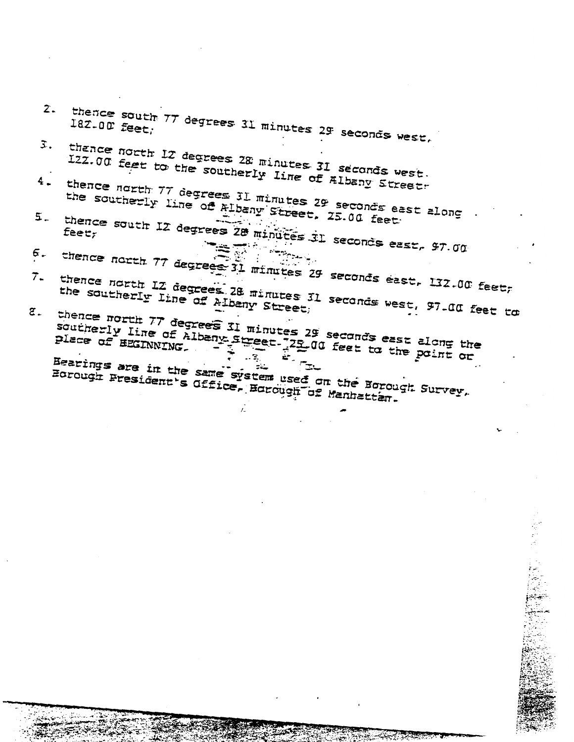2. thence south 77 degrees 31 minutes 29 seconds west, 182.00 feet;

3. thence north 12 degrees 28 minutes 31 seconds west, 122.00 feet to the southerly line of Albany Street;

4. thence north 77 degrees 31 minutes 29 seconds east along the southerly line of Albany Street, 25.00 feet;

5. thence south 12 degrees 28 minutes 31 seconds east, 97.00 feet;

6. thence north 77 degrees 31 minutes 29 seconds east, 132.00 feet;

7. thence north 12 degrees 28 minutes 31 seconds west, 97.00 feet to the southerly line of Albany Street;

8. thence north 77 degrees 31 minutes 29 seconds east along the southerly line of Albany Street, 25.00 feet to the point or place of BEGINNING.

Bearings are in the same system used on the Borough Survey, Borough President's Office, Borough of Manhattan.